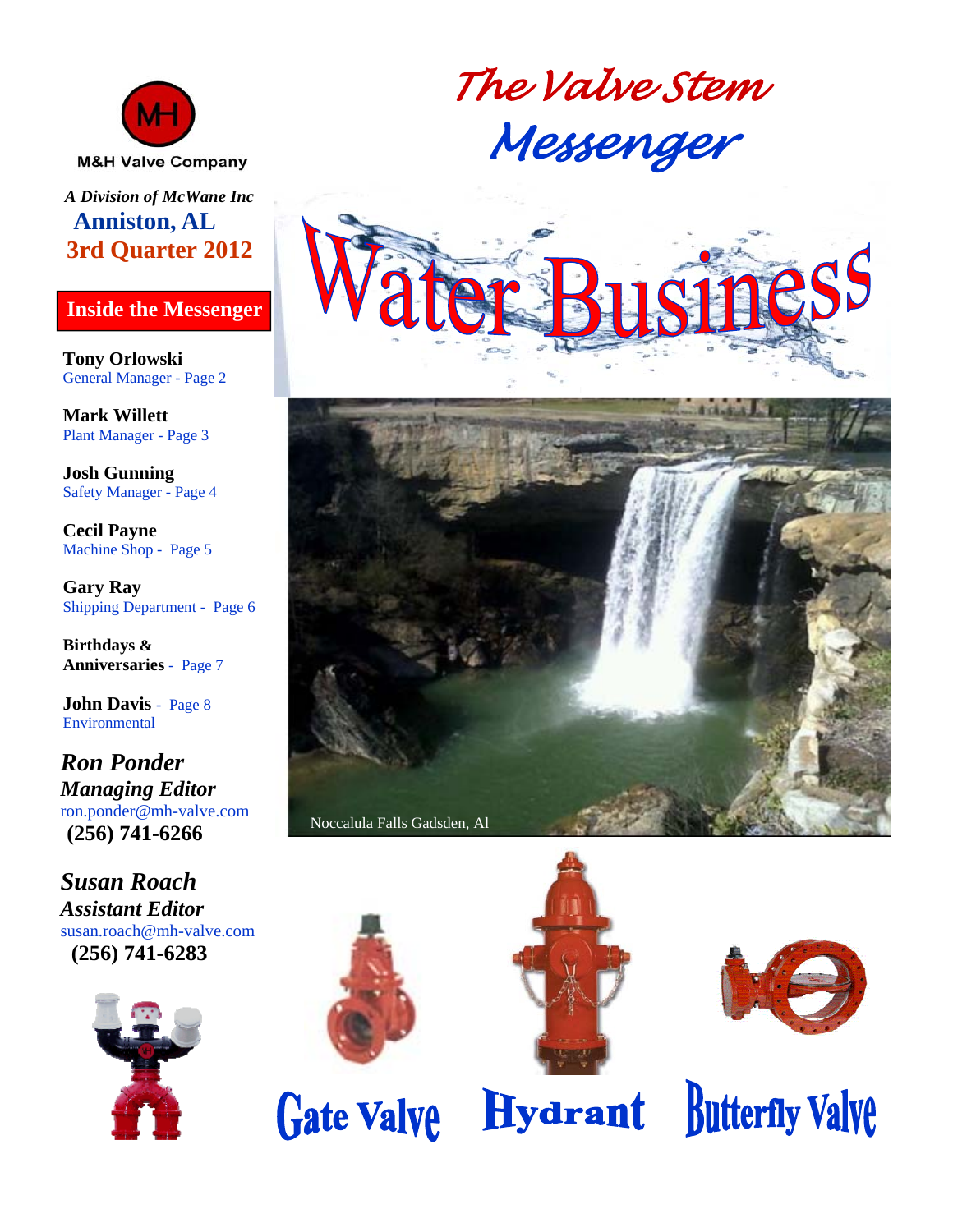M&H Valve Company

*A Division of McWane Inc*

**Anniston, AL**

**3rd Quarter 2012**

# The Valve Stem Messenger

## Water Business

### Inside the Messenger

**Tony Orlowski**
General Manager - Page 2

**Mark Willett**
Plant Manager - Page 3

**Josh Gunning**
Safety Manager - Page 4

**Cecil Payne**
Machine Shop - Page 5

**Gary Ray**
Shipping Department - Page 6

**Birthdays & Anniversaries** - Page 7

**John Davis** - Page 8
Environmental

***Ron Ponder***
***Managing Editor***
ron.ponder@mh-valve.com
**(256) 741-6266**

***Susan Roach***
***Assistant Editor***
susan.roach@mh-valve.com
**(256) 741-6283**

Noccalula Falls Gadsden, Al

Gate Valve

Hydrant

Butterfly Valve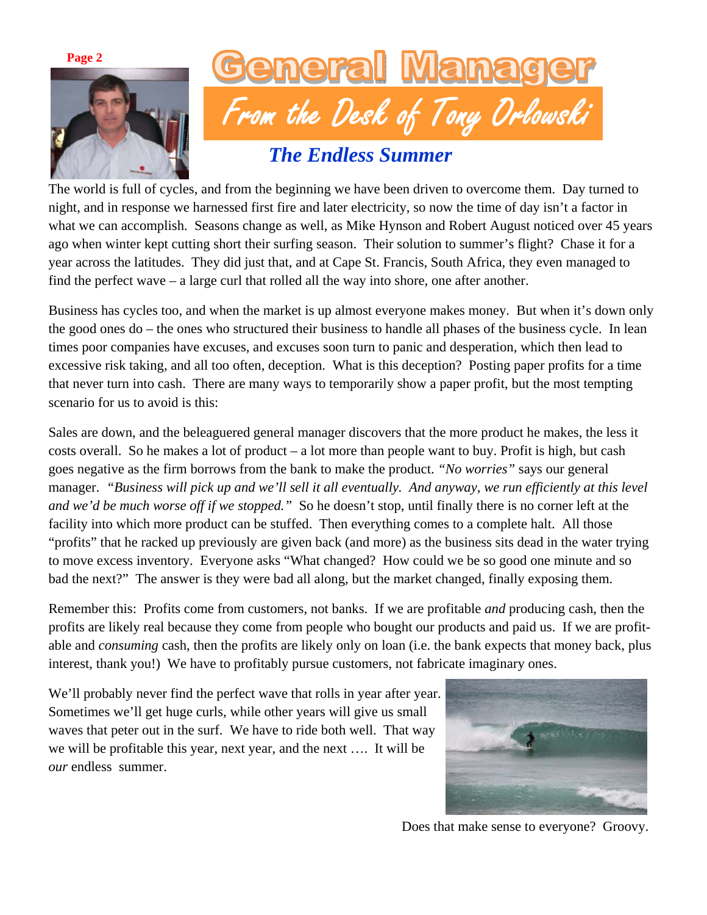# General Manager

## From the Desk of Tony Orlowski

### *The Endless Summer*

The world is full of cycles, and from the beginning we have been driven to overcome them. Day turned to night, and in response we harnessed first fire and later electricity, so now the time of day isn't a factor in what we can accomplish. Seasons change as well, as Mike Hynson and Robert August noticed over 45 years ago when winter kept cutting short their surfing season. Their solution to summer's flight? Chase it for a year across the latitudes. They did just that, and at Cape St. Francis, South Africa, they even managed to find the perfect wave – a large curl that rolled all the way into shore, one after another.

Business has cycles too, and when the market is up almost everyone makes money. But when it's down only the good ones do – the ones who structured their business to handle all phases of the business cycle. In lean times poor companies have excuses, and excuses soon turn to panic and desperation, which then lead to excessive risk taking, and all too often, deception. What is this deception? Posting paper profits for a time that never turn into cash. There are many ways to temporarily show a paper profit, but the most tempting scenario for us to avoid is this:

Sales are down, and the beleaguered general manager discovers that the more product he makes, the less it costs overall. So he makes a lot of product – a lot more than people want to buy. Profit is high, but cash goes negative as the firm borrows from the bank to make the product. *"No worries"* says our general manager. *"Business will pick up and we'll sell it all eventually. And anyway, we run efficiently at this level and we'd be much worse off if we stopped."* So he doesn't stop, until finally there is no corner left at the facility into which more product can be stuffed. Then everything comes to a complete halt. All those "profits" that he racked up previously are given back (and more) as the business sits dead in the water trying to move excess inventory. Everyone asks "What changed? How could we be so good one minute and so bad the next?" The answer is they were bad all along, but the market changed, finally exposing them.

Remember this: Profits come from customers, not banks. If we are profitable *and* producing cash, then the profits are likely real because they come from people who bought our products and paid us. If we are profitable and *consuming* cash, then the profits are likely only on loan (i.e. the bank expects that money back, plus interest, thank you!) We have to profitably pursue customers, not fabricate imaginary ones.

We'll probably never find the perfect wave that rolls in year after year. Sometimes we'll get huge curls, while other years will give us small waves that peter out in the surf. We have to ride both well. That way we will be profitable this year, next year, and the next …. It will be *our* endless summer.

Does that make sense to everyone? Groovy.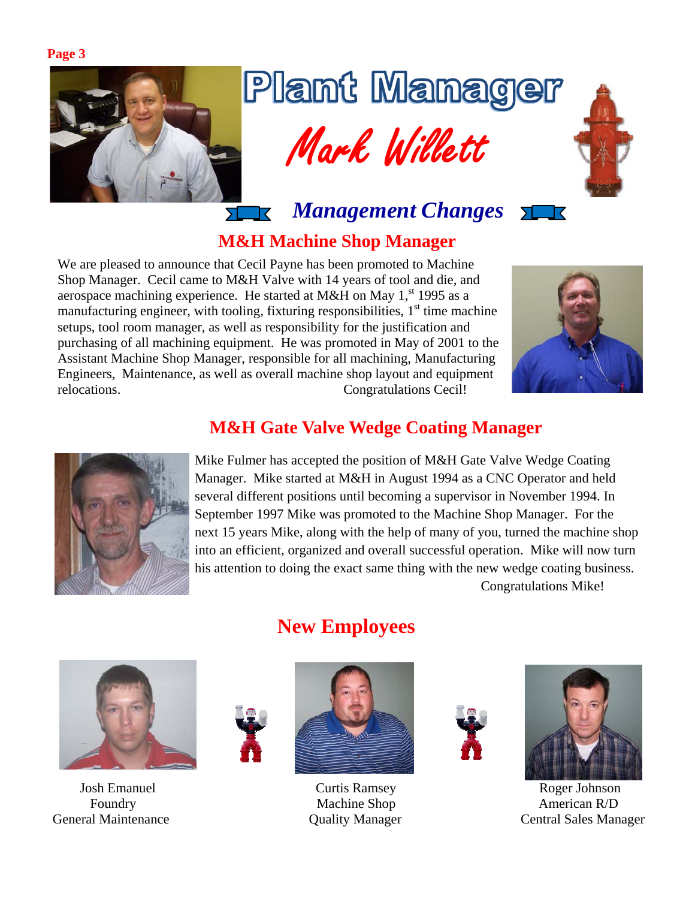# Plant Manager

## Mark Willett

## *Management Changes*

### M&H Machine Shop Manager

We are pleased to announce that Cecil Payne has been promoted to Machine Shop Manager. Cecil came to M&H Valve with 14 years of tool and die, and aerospace machining experience. He started at M&H on May 1st 1995 as a manufacturing engineer, with tooling, fixturing responsibilities, 1st time machine setups, tool room manager, as well as responsibility for the justification and purchasing of all machining equipment. He was promoted in May of 2001 to the Assistant Machine Shop Manager, responsible for all machining, Manufacturing Engineers, Maintenance, as well as overall machine shop layout and equipment relocations. Congratulations Cecil!

### M&H Gate Valve Wedge Coating Manager

Mike Fulmer has accepted the position of M&H Gate Valve Wedge Coating Manager. Mike started at M&H in August 1994 as a CNC Operator and held several different positions until becoming a supervisor in November 1994. In September 1997 Mike was promoted to the Machine Shop Manager. For the next 15 years Mike, along with the help of many of you, turned the machine shop into an efficient, organized and overall successful operation. Mike will now turn his attention to doing the exact same thing with the new wedge coating business. Congratulations Mike!

### New Employees

Josh Emanuel
Foundry
General Maintenance

Curtis Ramsey
Machine Shop
Quality Manager

Roger Johnson
American R/D
Central Sales Manager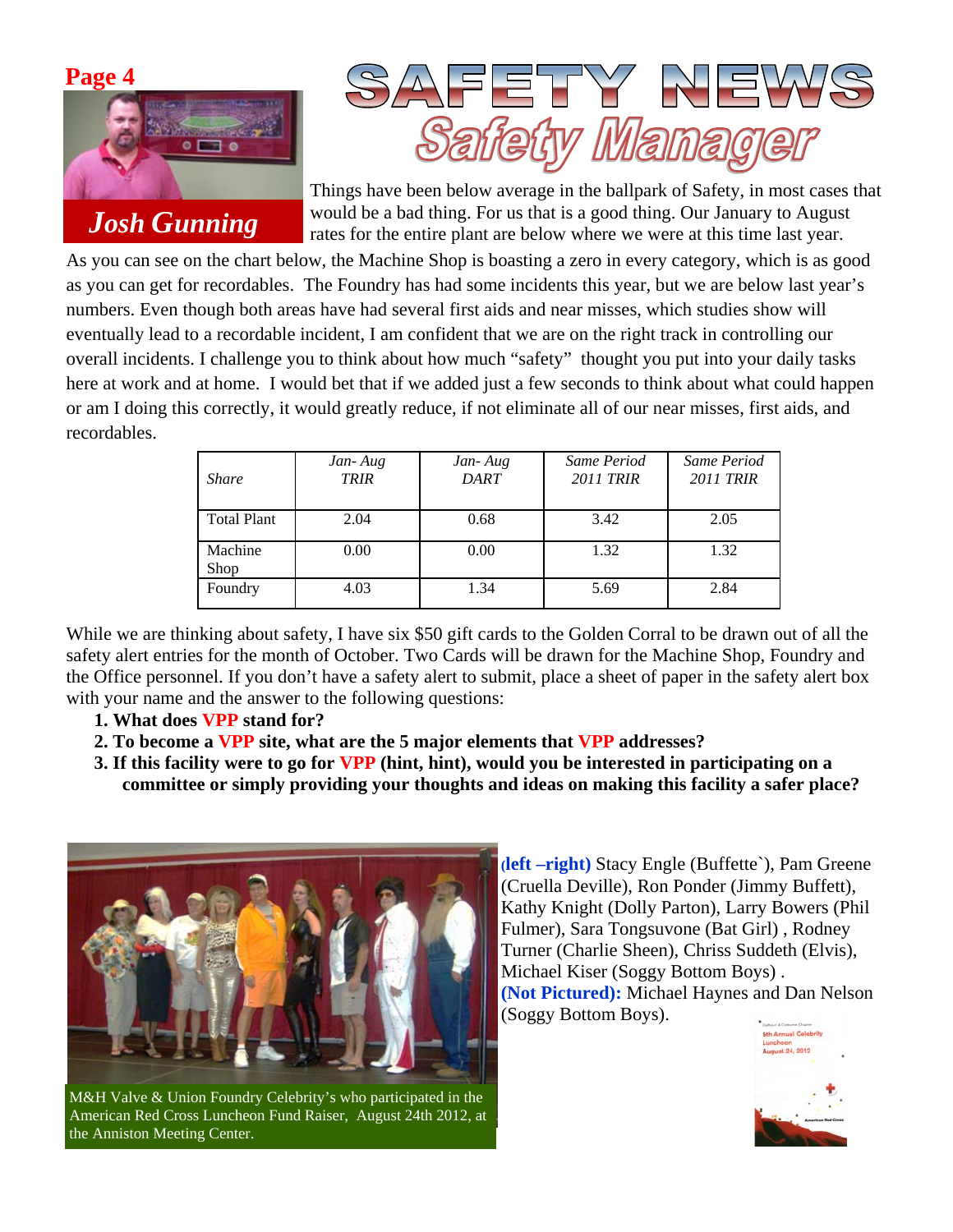# SAFETY NEWS

## Safety Manager

**Josh Gunning**

Things have been below average in the ballpark of Safety, in most cases that would be a bad thing. For us that is a good thing. Our January to August rates for the entire plant are below where we were at this time last year. As you can see on the chart below, the Machine Shop is boasting a zero in every category, which is as good as you can get for recordables. The Foundry has had some incidents this year, but we are below last year's numbers. Even though both areas have had several first aids and near misses, which studies show will eventually lead to a recordable incident, I am confident that we are on the right track in controlling our overall incidents. I challenge you to think about how much "safety" thought you put into your daily tasks here at work and at home. I would bet that if we added just a few seconds to think about what could happen or am I doing this correctly, it would greatly reduce, if not eliminate all of our near misses, first aids, and recordables.

| *Share* | *Jan- Aug TRIR* | *Jan- Aug DART* | *Same Period 2011 TRIR* | *Same Period 2011 TRIR* |
|---|---|---|---|---|
| Total Plant | 2.04 | 0.68 | 3.42 | 2.05 |
| Machine Shop | 0.00 | 0.00 | 1.32 | 1.32 |
| Foundry | 4.03 | 1.34 | 5.69 | 2.84 |

While we are thinking about safety, I have six $50 gift cards to the Golden Corral to be drawn out of all the safety alert entries for the month of October. Two Cards will be drawn for the Machine Shop, Foundry and the Office personnel. If you don't have a safety alert to submit, place a sheet of paper in the safety alert box with your name and the answer to the following questions:

1. **What does VPP stand for?**
2. **To become a VPP site, what are the 5 major elements that VPP addresses?**
3. **If this facility were to go for VPP (hint, hint), would you be interested in participating on a committee or simply providing your thoughts and ideas on making this facility a safer place?**

M&H Valve & Union Foundry Celebrity's who participated in the American Red Cross Luncheon Fund Raiser, August 24th 2012, at the Anniston Meeting Center.

**(left –right)** Stacy Engle (Buffette`), Pam Greene (Cruella Deville), Ron Ponder (Jimmy Buffett), Kathy Knight (Dolly Parton), Larry Bowers (Phil Fulmer), Sara Tongsuvone (Bat Girl) , Rodney Turner (Charlie Sheen), Chriss Suddeth (Elvis), Michael Kiser (Soggy Bottom Boys) . **(Not Pictured):** Michael Haynes and Dan Nelson (Soggy Bottom Boys).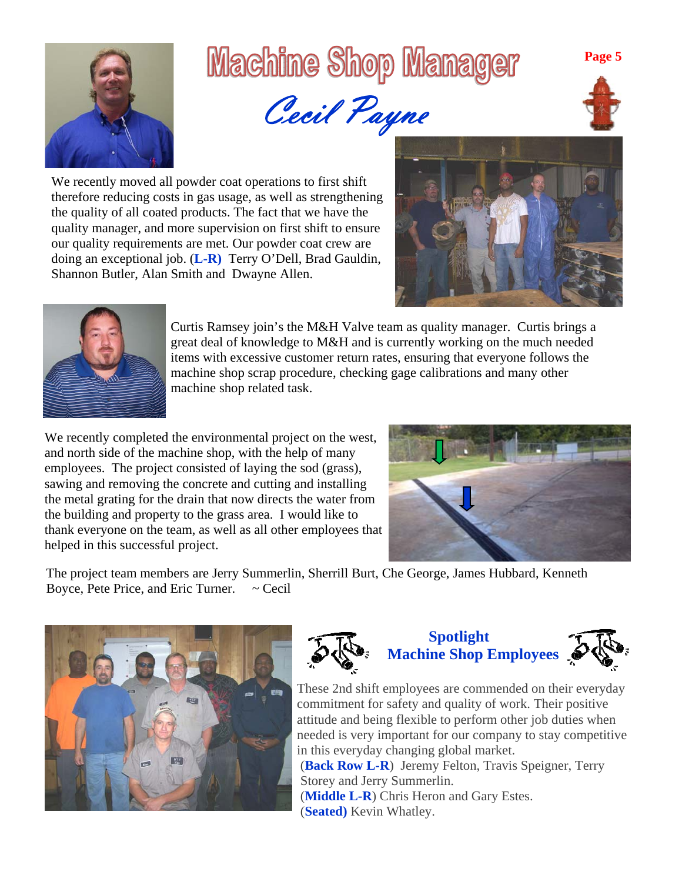# Machine Shop Manager

## *Cecil Payne*

We recently moved all powder coat operations to first shift therefore reducing costs in gas usage, as well as strengthening the quality of all coated products. The fact that we have the quality manager, and more supervision on first shift to ensure our quality requirements are met. Our powder coat crew are doing an exceptional job. (**L-R)** Terry O'Dell, Brad Gauldin, Shannon Butler, Alan Smith and Dwayne Allen.

Curtis Ramsey join's the M&H Valve team as quality manager. Curtis brings a great deal of knowledge to M&H and is currently working on the much needed items with excessive customer return rates, ensuring that everyone follows the machine shop scrap procedure, checking gage calibrations and many other machine shop related task.

We recently completed the environmental project on the west, and north side of the machine shop, with the help of many employees. The project consisted of laying the sod (grass), sawing and removing the concrete and cutting and installing the metal grating for the drain that now directs the water from the building and property to the grass area. I would like to thank everyone on the team, as well as all other employees that helped in this successful project.

The project team members are Jerry Summerlin, Sherrill Burt, Che George, James Hubbard, Kenneth Boyce, Pete Price, and Eric Turner. ~ Cecil

### Spotlight Machine Shop Employees

These 2nd shift employees are commended on their everyday commitment for safety and quality of work. Their positive attitude and being flexible to perform other job duties when needed is very important for our company to stay competitive in this everyday changing global market.

(**Back Row L-R**) Jeremy Felton, Travis Speigner, Terry Storey and Jerry Summerlin.

(**Middle L-R**) Chris Heron and Gary Estes.

(**Seated)** Kevin Whatley.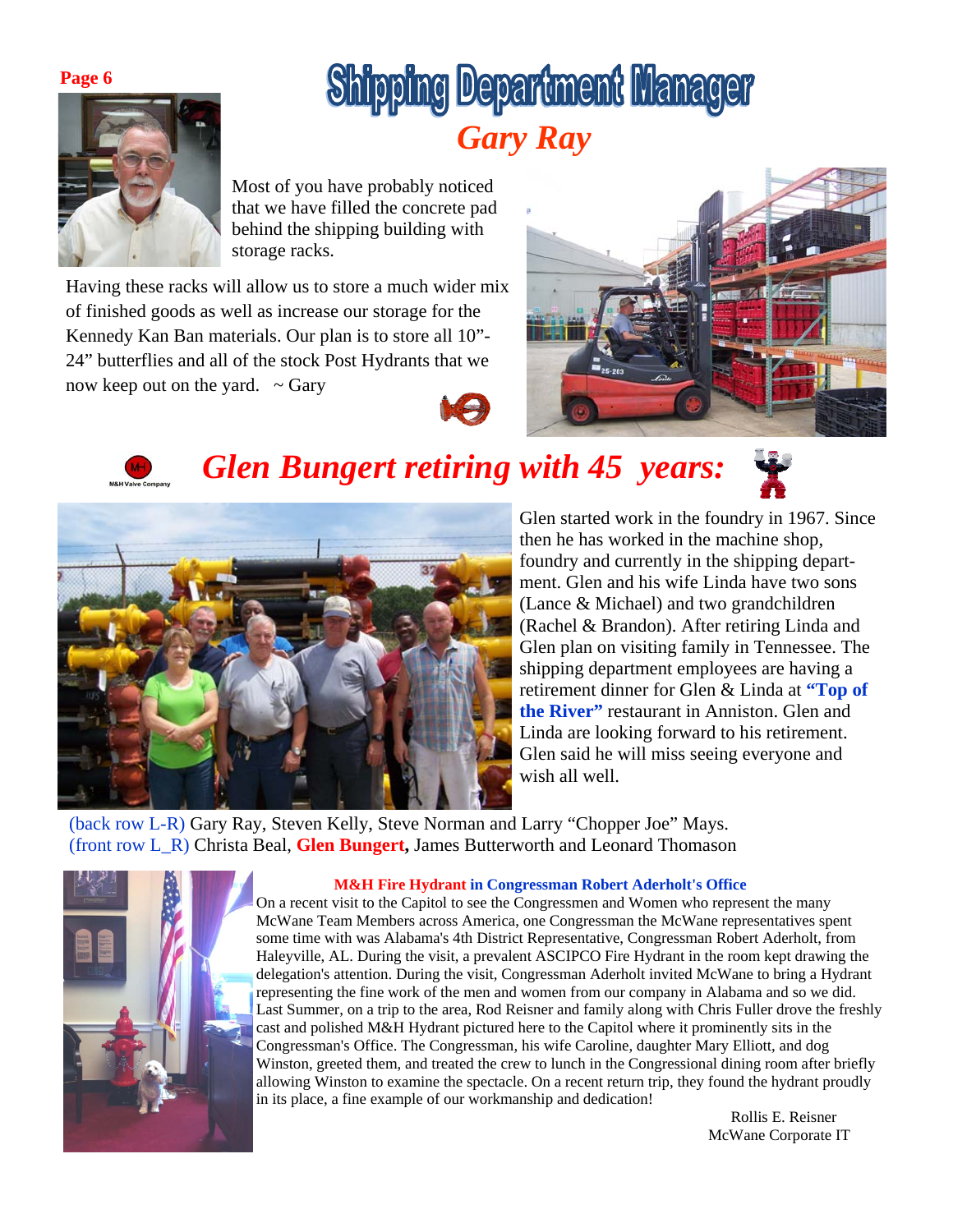# Shipping Department Manager

## *Gary Ray*

Most of you have probably noticed that we have filled the concrete pad behind the shipping building with storage racks.

Having these racks will allow us to store a much wider mix of finished goods as well as increase our storage for the Kennedy Kan Ban materials. Our plan is to store all 10”-24” butterflies and all of the stock Post Hydrants that we now keep out on the yard. ~ Gary

## *Glen Bungert retiring with 45 years:*

Glen started work in the foundry in 1967. Since then he has worked in the machine shop, foundry and currently in the shipping department. Glen and his wife Linda have two sons (Lance & Michael) and two grandchildren (Rachel & Brandon). After retiring Linda and Glen plan on visiting family in Tennessee. The shipping department employees are having a retirement dinner for Glen & Linda at **“Top of the River”** restaurant in Anniston. Glen and Linda are looking forward to his retirement. Glen said he will miss seeing everyone and wish all well.

(back row L-R) Gary Ray, Steven Kelly, Steve Norman and Larry “Chopper Joe” Mays.
(front row L_R) Christa Beal, **Glen Bungert,** James Butterworth and Leonard Thomason

### M&H Fire Hydrant in Congressman Robert Aderholt's Office

On a recent visit to the Capitol to see the Congressmen and Women who represent the many McWane Team Members across America, one Congressman the McWane representatives spent some time with was Alabama's 4th District Representative, Congressman Robert Aderholt, from Haleyville, AL. During the visit, a prevalent ASCIPCO Fire Hydrant in the room kept drawing the delegation's attention. During the visit, Congressman Aderholt invited McWane to bring a Hydrant representing the fine work of the men and women from our company in Alabama and so we did. Last Summer, on a trip to the area, Rod Reisner and family along with Chris Fuller drove the freshly cast and polished M&H Hydrant pictured here to the Capitol where it prominently sits in the Congressman's Office. The Congressman, his wife Caroline, daughter Mary Elliott, and dog Winston, greeted them, and treated the crew to lunch in the Congressional dining room after briefly allowing Winston to examine the spectacle. On a recent return trip, they found the hydrant proudly in its place, a fine example of our workmanship and dedication!

Rollis E. Reisner
McWane Corporate IT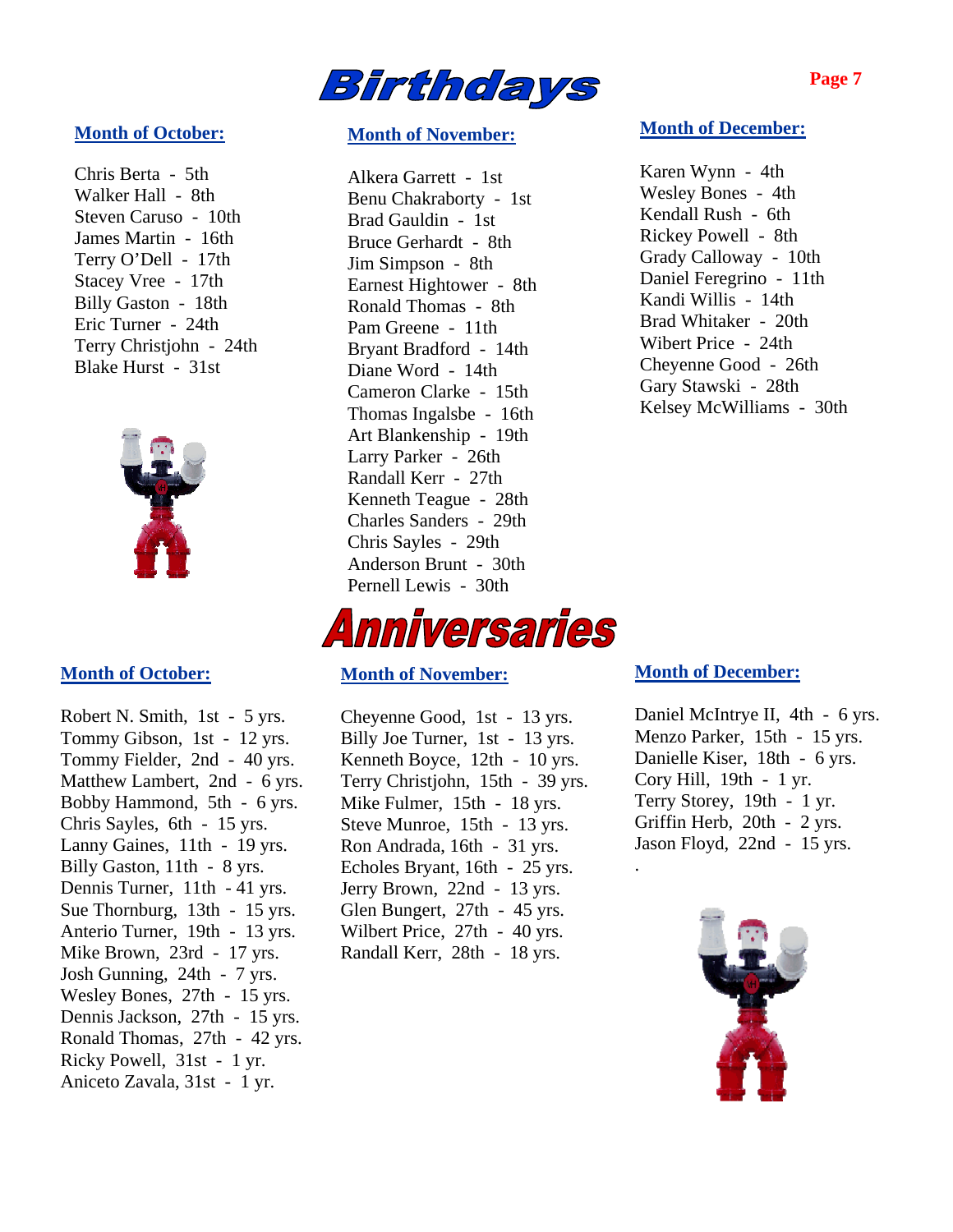# Birthdays

## Month of October:

Chris Berta - 5th
Walker Hall - 8th
Steven Caruso - 10th
James Martin - 16th
Terry O'Dell - 17th
Stacey Vree - 17th
Billy Gaston - 18th
Eric Turner - 24th
Terry Christjohn - 24th
Blake Hurst - 31st

## Month of November:

Alkera Garrett - 1st
Benu Chakraborty - 1st
Brad Gauldin - 1st
Bruce Gerhardt - 8th
Jim Simpson - 8th
Earnest Hightower - 8th
Ronald Thomas - 8th
Pam Greene - 11th
Bryant Bradford - 14th
Diane Word - 14th
Cameron Clarke - 15th
Thomas Ingalsbe - 16th
Art Blankenship - 19th
Larry Parker - 26th
Randall Kerr - 27th
Kenneth Teague - 28th
Charles Sanders - 29th
Chris Sayles - 29th
Anderson Brunt - 30th
Pernell Lewis - 30th

## Month of December:

Karen Wynn - 4th
Wesley Bones - 4th
Kendall Rush - 6th
Rickey Powell - 8th
Grady Calloway - 10th
Daniel Feregrino - 11th
Kandi Willis - 14th
Brad Whitaker - 20th
Wibert Price - 24th
Cheyenne Good - 26th
Gary Stawski - 28th
Kelsey McWilliams - 30th

# Anniversaries

## Month of October:

Robert N. Smith, 1st - 5 yrs.
Tommy Gibson, 1st - 12 yrs.
Tommy Fielder, 2nd - 40 yrs.
Matthew Lambert, 2nd - 6 yrs.
Bobby Hammond, 5th - 6 yrs.
Chris Sayles, 6th - 15 yrs.
Lanny Gaines, 11th - 19 yrs.
Billy Gaston, 11th - 8 yrs.
Dennis Turner, 11th - 41 yrs.
Sue Thornburg, 13th - 15 yrs.
Anterio Turner, 19th - 13 yrs.
Mike Brown, 23rd - 17 yrs.
Josh Gunning, 24th - 7 yrs.
Wesley Bones, 27th - 15 yrs.
Dennis Jackson, 27th - 15 yrs.
Ronald Thomas, 27th - 42 yrs.
Ricky Powell, 31st - 1 yr.
Aniceto Zavala, 31st - 1 yr.

## Month of November:

Cheyenne Good, 1st - 13 yrs.
Billy Joe Turner, 1st - 13 yrs.
Kenneth Boyce, 12th - 10 yrs.
Terry Christjohn, 15th - 39 yrs.
Mike Fulmer, 15th - 18 yrs.
Steve Munroe, 15th - 13 yrs.
Ron Andrada, 16th - 31 yrs.
Echoles Bryant, 16th - 25 yrs.
Jerry Brown, 22nd - 13 yrs.
Glen Bungert, 27th - 45 yrs.
Wilbert Price, 27th - 40 yrs.
Randall Kerr, 28th - 18 yrs.

## Month of December:

Daniel McIntrye II, 4th - 6 yrs.
Menzo Parker, 15th - 15 yrs.
Danielle Kiser, 18th - 6 yrs.
Cory Hill, 19th - 1 yr.
Terry Storey, 19th - 1 yr.
Griffin Herb, 20th - 2 yrs.
Jason Floyd, 22nd - 15 yrs.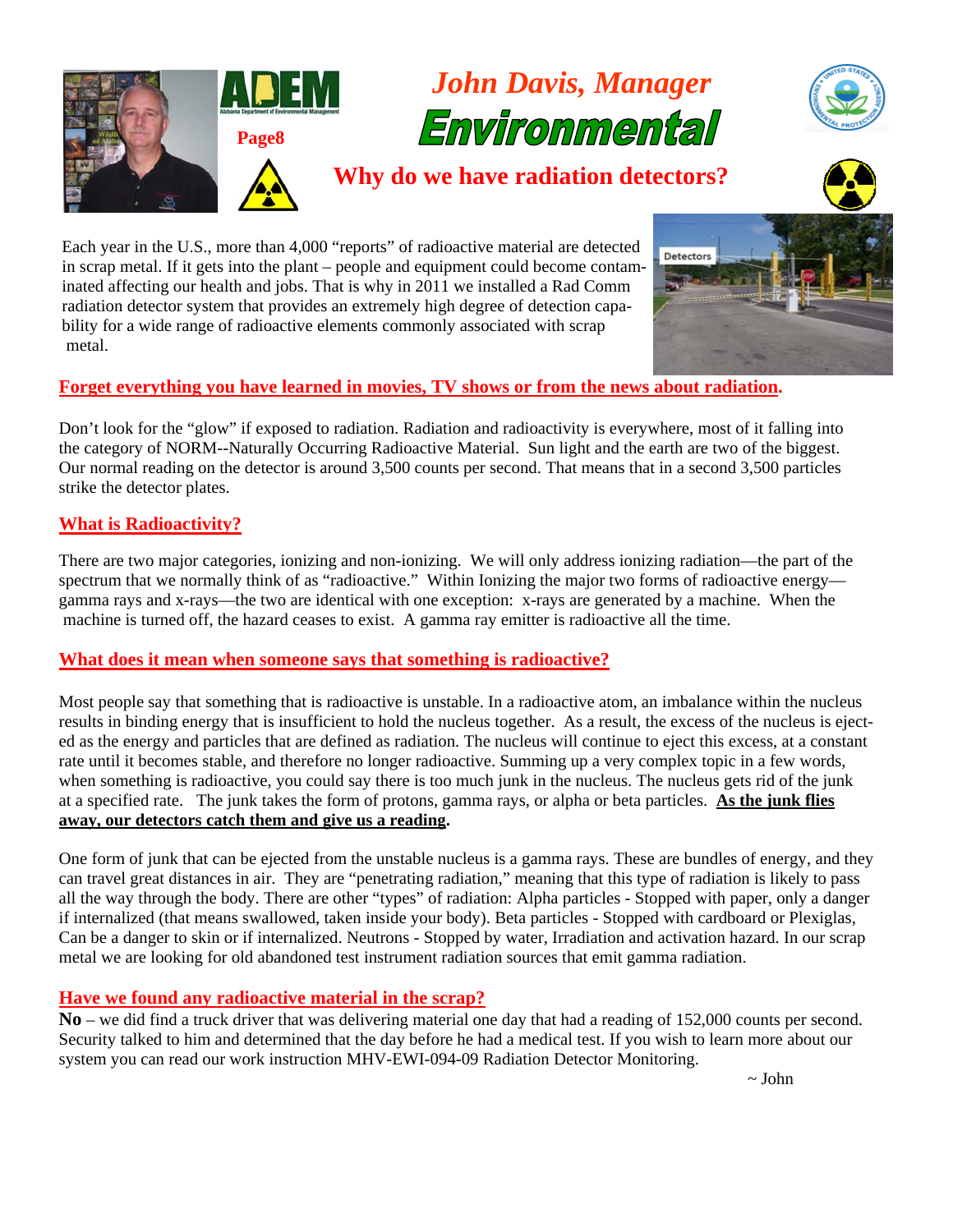# John Davis, Manager

## Environmental

## Why do we have radiation detectors?

Each year in the U.S., more than 4,000 "reports" of radioactive material are detected in scrap metal. If it gets into the plant – people and equipment could become contaminated affecting our health and jobs. That is why in 2011 we installed a Rad Comm radiation detector system that provides an extremely high degree of detection capability for a wide range of radioactive elements commonly associated with scrap metal.

Detectors

### Forget everything you have learned in movies, TV shows or from the news about radiation.

Don't look for the "glow" if exposed to radiation. Radiation and radioactivity is everywhere, most of it falling into the category of NORM--Naturally Occurring Radioactive Material. Sun light and the earth are two of the biggest. Our normal reading on the detector is around 3,500 counts per second. That means that in a second 3,500 particles strike the detector plates.

### What is Radioactivity?

There are two major categories, ionizing and non-ionizing. We will only address ionizing radiation—the part of the spectrum that we normally think of as "radioactive." Within Ionizing the major two forms of radioactive energy—gamma rays and x-rays—the two are identical with one exception: x-rays are generated by a machine. When the machine is turned off, the hazard ceases to exist. A gamma ray emitter is radioactive all the time.

### What does it mean when someone says that something is radioactive?

Most people say that something that is radioactive is unstable. In a radioactive atom, an imbalance within the nucleus results in binding energy that is insufficient to hold the nucleus together. As a result, the excess of the nucleus is ejected as the energy and particles that are defined as radiation. The nucleus will continue to eject this excess, at a constant rate until it becomes stable, and therefore no longer radioactive. Summing up a very complex topic in a few words, when something is radioactive, you could say there is too much junk in the nucleus. The nucleus gets rid of the junk at a specified rate. The junk takes the form of protons, gamma rays, or alpha or beta particles. **As the junk flies away, our detectors catch them and give us a reading.**

One form of junk that can be ejected from the unstable nucleus is a gamma rays. These are bundles of energy, and they can travel great distances in air. They are "penetrating radiation," meaning that this type of radiation is likely to pass all the way through the body. There are other "types" of radiation: Alpha particles - Stopped with paper, only a danger if internalized (that means swallowed, taken inside your body). Beta particles - Stopped with cardboard or Plexiglas, Can be a danger to skin or if internalized. Neutrons - Stopped by water, Irradiation and activation hazard. In our scrap metal we are looking for old abandoned test instrument radiation sources that emit gamma radiation.

### Have we found any radioactive material in the scrap?

**No** – we did find a truck driver that was delivering material one day that had a reading of 152,000 counts per second. Security talked to him and determined that the day before he had a medical test. If you wish to learn more about our system you can read our work instruction MHV-EWI-094-09 Radiation Detector Monitoring.

~ John